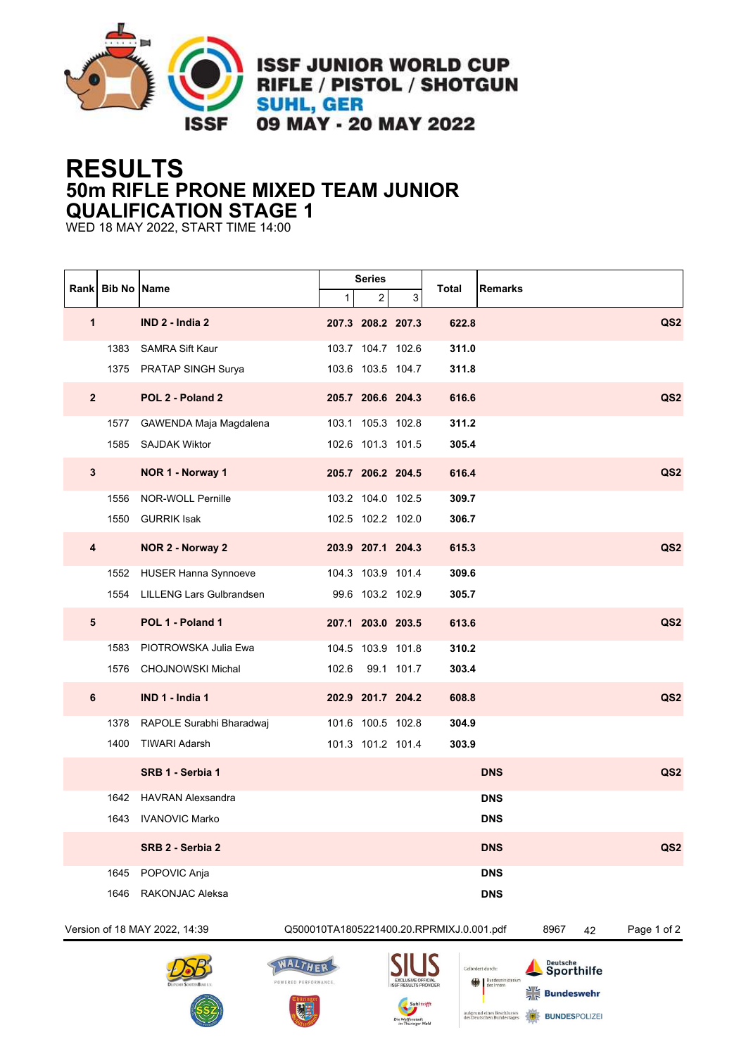ISSF JUNIOR WORLD CUP
RIFLE / PISTOL / SHOTGUN
SUHL, GER
09 MAY - 20 MAY 2022

# RESULTS
## 50m RIFLE PRONE MIXED TEAM JUNIOR
## QUALIFICATION STAGE 1
WED 18 MAY 2022, START TIME 14:00

| Rank | Bib No | Name | Series 1 | Series 2 | Series 3 | Total | Remarks | |
|---|---|---|---|---|---|---|---|---|
| **1** | | **IND 2 - India 2** | **207.3** | **208.2** | **207.3** | **622.8** | | **QS2** |
| | 1383 | SAMRA Sift Kaur | 103.7 | 104.7 | 102.6 | **311.0** | | |
| | 1375 | PRATAP SINGH Surya | 103.6 | 103.5 | 104.7 | **311.8** | | |
| **2** | | **POL 2 - Poland 2** | **205.7** | **206.6** | **204.3** | **616.6** | | **QS2** |
| | 1577 | GAWENDA Maja Magdalena | 103.1 | 105.3 | 102.8 | **311.2** | | |
| | 1585 | SAJDAK Wiktor | 102.6 | 101.3 | 101.5 | **305.4** | | |
| **3** | | **NOR 1 - Norway 1** | **205.7** | **206.2** | **204.5** | **616.4** | | **QS2** |
| | 1556 | NOR-WOLL Pernille | 103.2 | 104.0 | 102.5 | **309.7** | | |
| | 1550 | GURRIK Isak | 102.5 | 102.2 | 102.0 | **306.7** | | |
| **4** | | **NOR 2 - Norway 2** | **203.9** | **207.1** | **204.3** | **615.3** | | **QS2** |
| | 1552 | HUSER Hanna Synnoeve | 104.3 | 103.9 | 101.4 | **309.6** | | |
| | 1554 | LILLENG Lars Gulbrandsen | 99.6 | 103.2 | 102.9 | **305.7** | | |
| **5** | | **POL 1 - Poland 1** | **207.1** | **203.0** | **203.5** | **613.6** | | **QS2** |
| | 1583 | PIOTROWSKA Julia Ewa | 104.5 | 103.9 | 101.8 | **310.2** | | |
| | 1576 | CHOJNOWSKI Michal | 102.6 | 99.1 | 101.7 | **303.4** | | |
| **6** | | **IND 1 - India 1** | **202.9** | **201.7** | **204.2** | **608.8** | | **QS2** |
| | 1378 | RAPOLE Surabhi Bharadwaj | 101.6 | 100.5 | 102.8 | **304.9** | | |
| | 1400 | TIWARI Adarsh | 101.3 | 101.2 | 101.4 | **303.9** | | |
| | | **SRB 1 - Serbia 1** | | | | | **DNS** | **QS2** |
| | 1642 | HAVRAN Alexsandra | | | | | **DNS** | |
| | 1643 | IVANOVIC Marko | | | | | **DNS** | |
| | | **SRB 2 - Serbia 2** | | | | | **DNS** | **QS2** |
| | 1645 | POPOVIC Anja | | | | | **DNS** | |
| | 1646 | RAKONJAC Aleksa | | | | | **DNS** | |

Version of 18 MAY 2022, 14:39 Q500010TA1805221400.20.RPRMIXJ.0.001.pdf 8967 42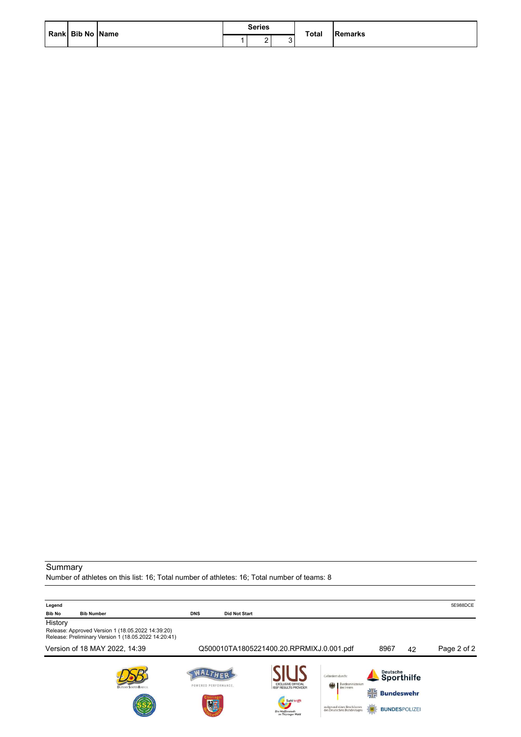| Rank | Bib No | Name | Series | | | Total | Remarks |
|---|---|---|---|---|---|---|---|
| | | | 1 | 2 | 3 | | |

## Summary

Number of athletes on this list: 16; Total number of athletes: 16; Total number of teams: 8

**Legend** 5E988DCE

| | | | |
|---|---|---|---|
| **Bib No** | **Bib Number** | **DNS** | **Did Not Start** |

History

Release: Approved Version 1 (18.05.2022 14:39:20)
Release: Preliminary Version 1 (18.05.2022 14:20:41)

Version of 18 MAY 2022, 14:39 Q500010TA1805221400.20.RPRMIXJ.0.001.pdf 8967 42